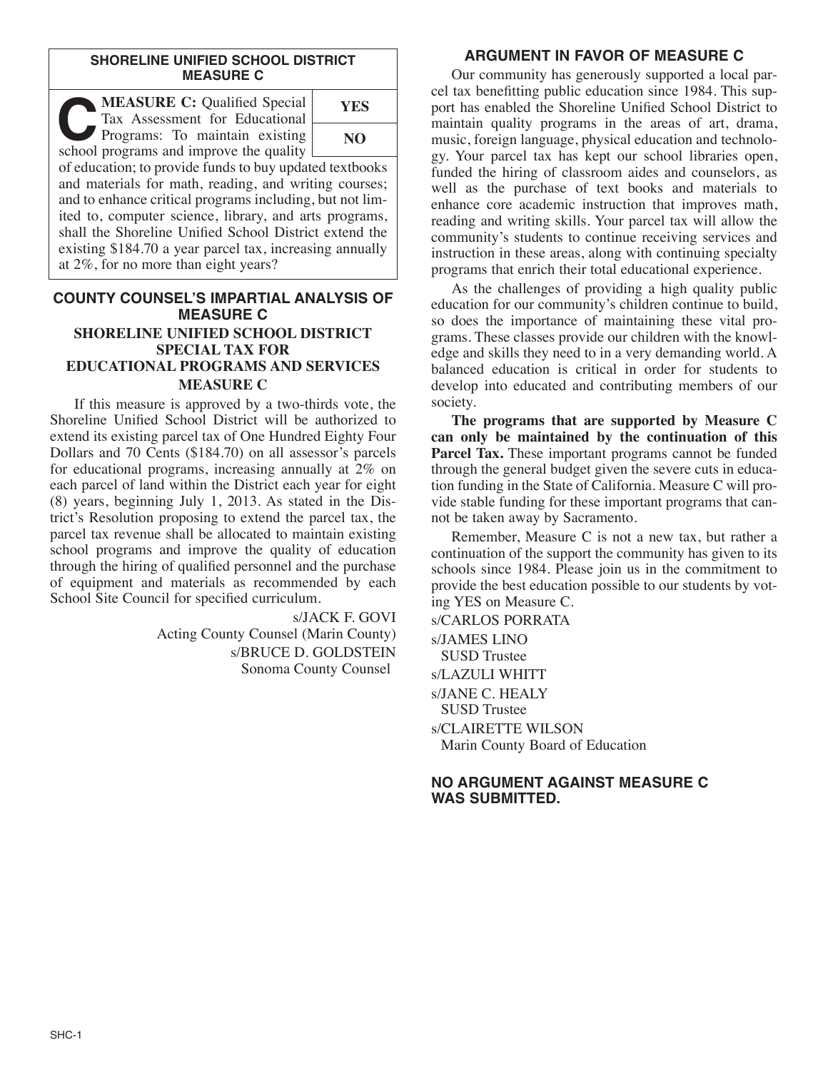## SHORELINE UNIFIED SCHOOL DISTRICT MEASURE C

**C** **MEASURE C:** Qualified Special Tax Assessment for Educational Programs: To maintain existing school programs and improve the quality of education; to provide funds to buy updated textbooks and materials for math, reading, and writing courses; and to enhance critical programs including, but not limited to, computer science, library, and arts programs, shall the Shoreline Unified School District extend the existing $184.70 a year parcel tax, increasing annually at 2%, for no more than eight years?

| YES |
|---|
| NO |

## COUNTY COUNSEL'S IMPARTIAL ANALYSIS OF MEASURE C

### SHORELINE UNIFIED SCHOOL DISTRICT SPECIAL TAX FOR EDUCATIONAL PROGRAMS AND SERVICES MEASURE C

If this measure is approved by a two-thirds vote, the Shoreline Unified School District will be authorized to extend its existing parcel tax of One Hundred Eighty Four Dollars and 70 Cents ($184.70) on all assessor's parcels for educational programs, increasing annually at 2% on each parcel of land within the District each year for eight (8) years, beginning July 1, 2013. As stated in the District's Resolution proposing to extend the parcel tax, the parcel tax revenue shall be allocated to maintain existing school programs and improve the quality of education through the hiring of qualified personnel and the purchase of equipment and materials as recommended by each School Site Council for specified curriculum.

s/JACK F. GOVI
Acting County Counsel (Marin County)
s/BRUCE D. GOLDSTEIN
Sonoma County Counsel

## ARGUMENT IN FAVOR OF MEASURE C

Our community has generously supported a local parcel tax benefitting public education since 1984. This support has enabled the Shoreline Unified School District to maintain quality programs in the areas of art, drama, music, foreign language, physical education and technology. Your parcel tax has kept our school libraries open, funded the hiring of classroom aides and counselors, as well as the purchase of text books and materials to enhance core academic instruction that improves math, reading and writing skills. Your parcel tax will allow the community's students to continue receiving services and instruction in these areas, along with continuing specialty programs that enrich their total educational experience.

As the challenges of providing a high quality public education for our community's children continue to build, so does the importance of maintaining these vital programs. These classes provide our children with the knowledge and skills they need to in a very demanding world. A balanced education is critical in order for students to develop into educated and contributing members of our society.

**The programs that are supported by Measure C can only be maintained by the continuation of this Parcel Tax.** These important programs cannot be funded through the general budget given the severe cuts in education funding in the State of California. Measure C will provide stable funding for these important programs that cannot be taken away by Sacramento.

Remember, Measure C is not a new tax, but rather a continuation of the support the community has given to its schools since 1984. Please join us in the commitment to provide the best education possible to our students by voting YES on Measure C.

s/CARLOS PORRATA

s/JAMES LINO
SUSD Trustee

s/LAZULI WHITT

s/JANE C. HEALY
SUSD Trustee

s/CLAIRETTE WILSON
Marin County Board of Education

## NO ARGUMENT AGAINST MEASURE C WAS SUBMITTED.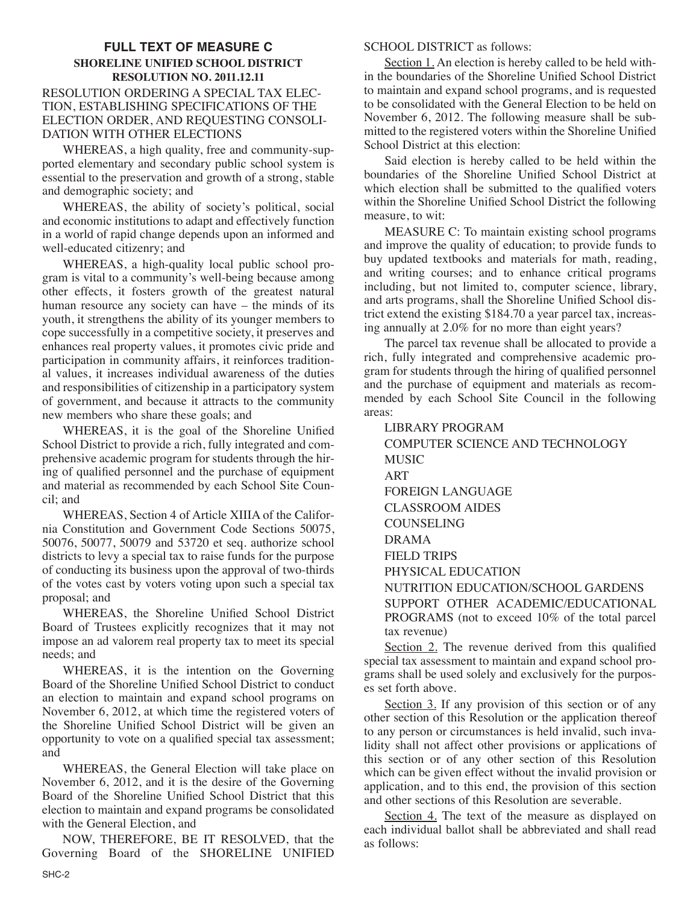# FULL TEXT OF MEASURE C

## SHORELINE UNIFIED SCHOOL DISTRICT

## RESOLUTION NO. 2011.12.11

RESOLUTION ORDERING A SPECIAL TAX ELECTION, ESTABLISHING SPECIFICATIONS OF THE ELECTION ORDER, AND REQUESTING CONSOLIDATION WITH OTHER ELECTIONS

WHEREAS, a high quality, free and community-supported elementary and secondary public school system is essential to the preservation and growth of a strong, stable and demographic society; and

WHEREAS, the ability of society's political, social and economic institutions to adapt and effectively function in a world of rapid change depends upon an informed and well-educated citizenry; and

WHEREAS, a high-quality local public school program is vital to a community's well-being because among other effects, it fosters growth of the greatest natural human resource any society can have – the minds of its youth, it strengthens the ability of its younger members to cope successfully in a competitive society, it preserves and enhances real property values, it promotes civic pride and participation in community affairs, it reinforces traditional values, it increases individual awareness of the duties and responsibilities of citizenship in a participatory system of government, and because it attracts to the community new members who share these goals; and

WHEREAS, it is the goal of the Shoreline Unified School District to provide a rich, fully integrated and comprehensive academic program for students through the hiring of qualified personnel and the purchase of equipment and material as recommended by each School Site Council; and

WHEREAS, Section 4 of Article XIIIA of the California Constitution and Government Code Sections 50075, 50076, 50077, 50079 and 53720 et seq. authorize school districts to levy a special tax to raise funds for the purpose of conducting its business upon the approval of two-thirds of the votes cast by voters voting upon such a special tax proposal; and

WHEREAS, the Shoreline Unified School District Board of Trustees explicitly recognizes that it may not impose an ad valorem real property tax to meet its special needs; and

WHEREAS, it is the intention on the Governing Board of the Shoreline Unified School District to conduct an election to maintain and expand school programs on November 6, 2012, at which time the registered voters of the Shoreline Unified School District will be given an opportunity to vote on a qualified special tax assessment; and

WHEREAS, the General Election will take place on November 6, 2012, and it is the desire of the Governing Board of the Shoreline Unified School District that this election to maintain and expand programs be consolidated with the General Election, and

NOW, THEREFORE, BE IT RESOLVED, that the Governing Board of the SHORELINE UNIFIED SCHOOL DISTRICT as follows:

Section 1. An election is hereby called to be held within the boundaries of the Shoreline Unified School District to maintain and expand school programs, and is requested to be consolidated with the General Election to be held on November 6, 2012. The following measure shall be submitted to the registered voters within the Shoreline Unified School District at this election:

Said election is hereby called to be held within the boundaries of the Shoreline Unified School District at which election shall be submitted to the qualified voters within the Shoreline Unified School District the following measure, to wit:

MEASURE C: To maintain existing school programs and improve the quality of education; to provide funds to buy updated textbooks and materials for math, reading, and writing courses; and to enhance critical programs including, but not limited to, computer science, library, and arts programs, shall the Shoreline Unified School district extend the existing $184.70 a year parcel tax, increasing annually at 2.0% for no more than eight years?

The parcel tax revenue shall be allocated to provide a rich, fully integrated and comprehensive academic program for students through the hiring of qualified personnel and the purchase of equipment and materials as recommended by each School Site Council in the following areas:

- LIBRARY PROGRAM
- COMPUTER SCIENCE AND TECHNOLOGY
- MUSIC
- ART
- FOREIGN LANGUAGE
- CLASSROOM AIDES
- COUNSELING
- DRAMA
- FIELD TRIPS
- PHYSICAL EDUCATION
- NUTRITION EDUCATION/SCHOOL GARDENS
- SUPPORT OTHER ACADEMIC/EDUCATIONAL PROGRAMS (not to exceed 10% of the total parcel tax revenue)

Section 2. The revenue derived from this qualified special tax assessment to maintain and expand school programs shall be used solely and exclusively for the purposes set forth above.

Section 3. If any provision of this section or of any other section of this Resolution or the application thereof to any person or circumstances is held invalid, such invalidity shall not affect other provisions or applications of this section or of any other section of this Resolution which can be given effect without the invalid provision or application, and to this end, the provision of this section and other sections of this Resolution are severable.

Section 4. The text of the measure as displayed on each individual ballot shall be abbreviated and shall read as follows: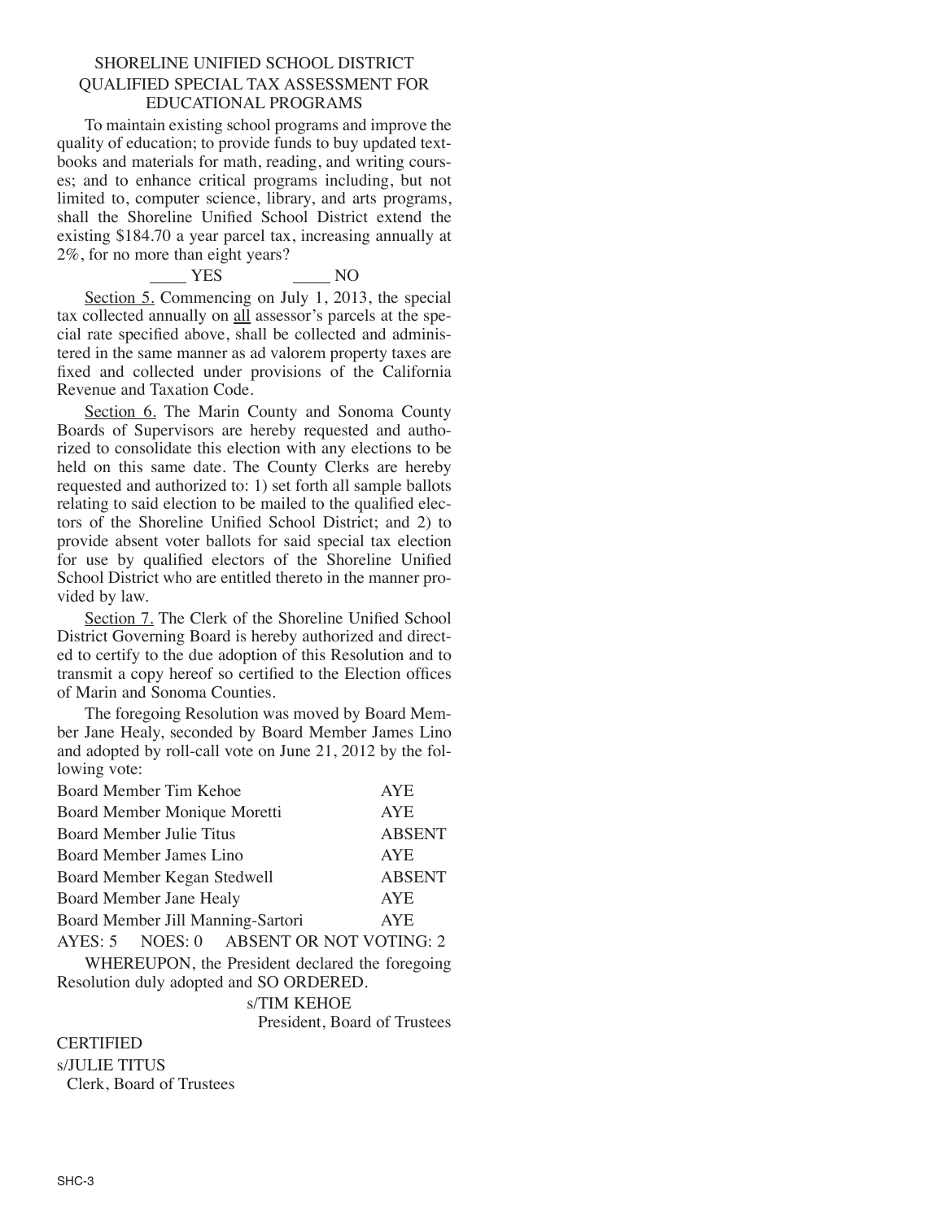SHORELINE UNIFIED SCHOOL DISTRICT
QUALIFIED SPECIAL TAX ASSESSMENT FOR EDUCATIONAL PROGRAMS

To maintain existing school programs and improve the quality of education; to provide funds to buy updated textbooks and materials for math, reading, and writing courses; and to enhance critical programs including, but not limited to, computer science, library, and arts programs, shall the Shoreline Unified School District extend the existing $184.70 a year parcel tax, increasing annually at 2%, for no more than eight years?

____ YES ____ NO

Section 5. Commencing on July 1, 2013, the special tax collected annually on all assessor's parcels at the special rate specified above, shall be collected and administered in the same manner as ad valorem property taxes are fixed and collected under provisions of the California Revenue and Taxation Code.

Section 6. The Marin County and Sonoma County Boards of Supervisors are hereby requested and authorized to consolidate this election with any elections to be held on this same date. The County Clerks are hereby requested and authorized to: 1) set forth all sample ballots relating to said election to be mailed to the qualified electors of the Shoreline Unified School District; and 2) to provide absent voter ballots for said special tax election for use by qualified electors of the Shoreline Unified School District who are entitled thereto in the manner provided by law.

Section 7. The Clerk of the Shoreline Unified School District Governing Board is hereby authorized and directed to certify to the due adoption of this Resolution and to transmit a copy hereof so certified to the Election offices of Marin and Sonoma Counties.

The foregoing Resolution was moved by Board Member Jane Healy, seconded by Board Member James Lino and adopted by roll-call vote on June 21, 2012 by the following vote:

| | |
|---|---|
| Board Member Tim Kehoe | AYE |
| Board Member Monique Moretti | AYE |
| Board Member Julie Titus | ABSENT |
| Board Member James Lino | AYE |
| Board Member Kegan Stedwell | ABSENT |
| Board Member Jane Healy | AYE |
| Board Member Jill Manning-Sartori | AYE |

AYES: 5 NOES: 0 ABSENT OR NOT VOTING: 2

WHEREUPON, the President declared the foregoing Resolution duly adopted and SO ORDERED.

s/TIM KEHOE
President, Board of Trustees

CERTIFIED

s/JULIE TITUS
Clerk, Board of Trustees